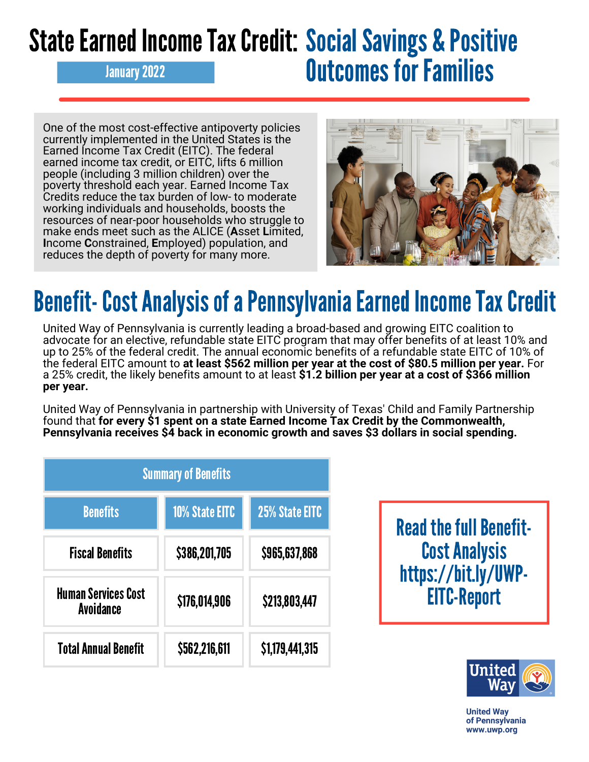# State Earned Income Tax Credit: Social Savings & Positive Outcomes for Families

January 2022

One of the most cost-effective antipoverty policies currently implemented in the United States is the Earned Income Tax Credit (EITC). The federal earned income tax credit, or EITC, lifts 6 million people (including 3 million children) over the poverty threshold each year. Earned Income Tax Credits reduce the tax burden of low- to moderate working individuals and households, boosts the resources of near-poor households who struggle to make ends meet such as the ALICE (**A**sset **L**imited, **I**ncome **C**onstrained, **E**mployed) population, and reduces the depth of poverty for many more.

## Benefit- Cost Analysis of a Pennsylvania Earned Income Tax Credit

United Way of Pennsylvania is currently leading a broad-based and growing EITC coalition to advocate for an elective, refundable state EITC program that may offer benefits of at least 10% and up to 25% of the federal credit. The annual economic benefits of a refundable state EITC of 10% of the federal EITC amount to **at least $562 million per year at the cost of $80.5 million per year.** For a 25% credit, the likely benefits amount to at least **$1.2 billion per year at a cost of $366 million per year.**

United Way of Pennsylvania in partnership with University of Texas' Child and Family Partnership found that **for every $1 spent on a state Earned Income Tax Credit by the Commonwealth, Pennsylvania receives $4 back in economic growth and saves $3 dollars in social spending.**

| Summary of Benefits | | |
|---|---|---|
| **Benefits** | **10% State EITC** | **25% State EITC** |
| Fiscal Benefits | $386,201,705 | $965,637,868 |
| Human Services Cost Avoidance | $176,014,906 | $213,803,447 |
| Total Annual Benefit | $562,216,611 | $1,179,441,315 |

Read the full Benefit-Cost Analysis https://bit.ly/UWP-EITC-Report

United Way of Pennsylvania
www.uwp.org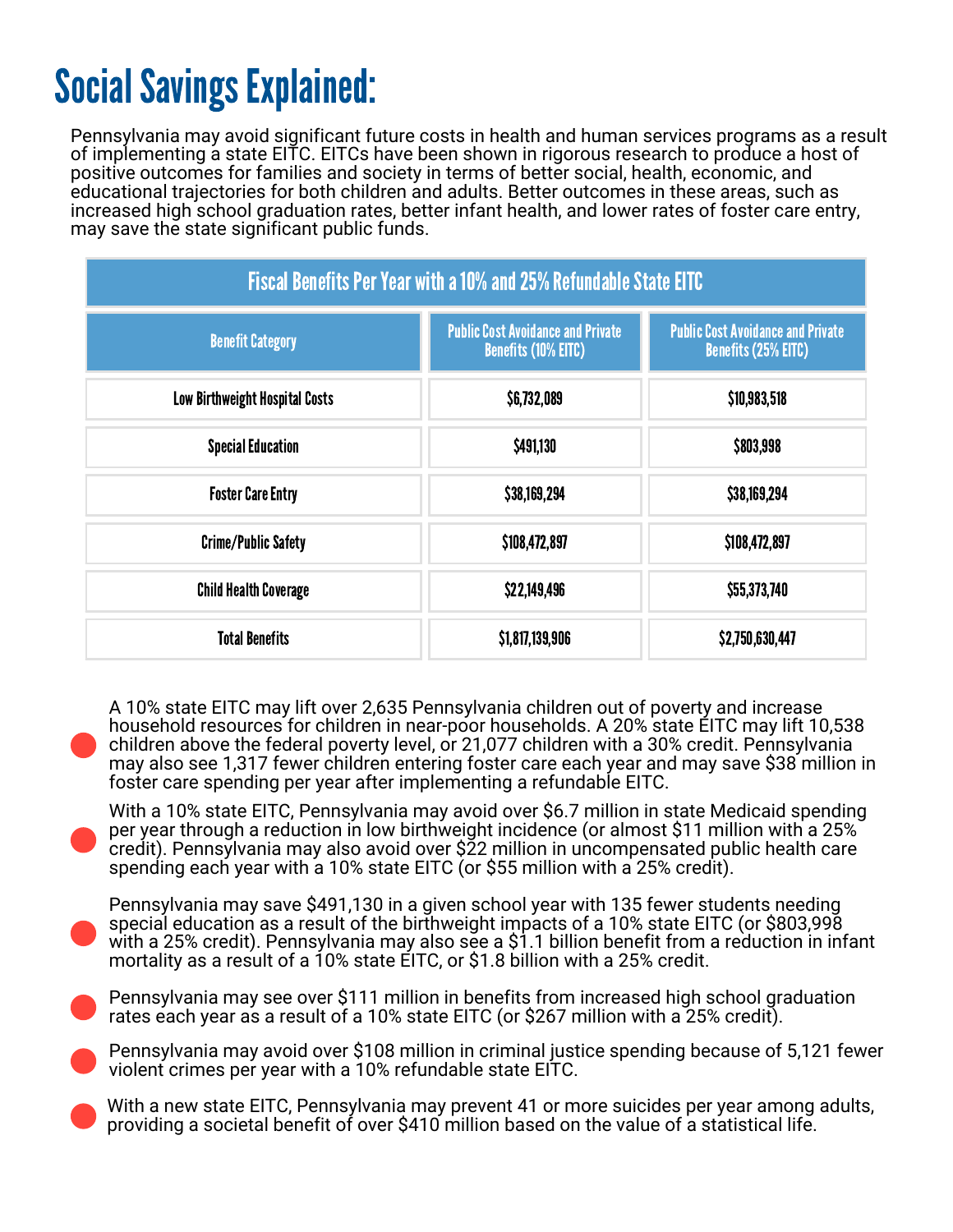# Social Savings Explained:

Pennsylvania may avoid significant future costs in health and human services programs as a result of implementing a state EITC. EITCs have been shown in rigorous research to produce a host of positive outcomes for families and society in terms of better social, health, economic, and educational trajectories for both children and adults. Better outcomes in these areas, such as increased high school graduation rates, better infant health, and lower rates of foster care entry, may save the state significant public funds.

| Fiscal Benefits Per Year with a 10% and 25% Refundable State EITC | | |
|---|---|---|
| **Benefit Category** | **Public Cost Avoidance and Private Benefits (10% EITC)** | **Public Cost Avoidance and Private Benefits (25% EITC)** |
| Low Birthweight Hospital Costs | $6,732,089 | $10,983,518 |
| Special Education | $491,130 | $803,998 |
| Foster Care Entry | $38,169,294 | $38,169,294 |
| Crime/Public Safety | $108,472,897 | $108,472,897 |
| Child Health Coverage | $22,149,496 | $55,373,740 |
| Total Benefits | $1,817,139,906 | $2,750,630,447 |

- A 10% state EITC may lift over 2,635 Pennsylvania children out of poverty and increase household resources for children in near-poor households. A 20% state EITC may lift 10,538 children above the federal poverty level, or 21,077 children with a 30% credit. Pennsylvania may also see 1,317 fewer children entering foster care each year and may save $38 million in foster care spending per year after implementing a refundable EITC.
- With a 10% state EITC, Pennsylvania may avoid over $6.7 million in state Medicaid spending per year through a reduction in low birthweight incidence (or almost $11 million with a 25% credit). Pennsylvania may also avoid over $22 million in uncompensated public health care spending each year with a 10% state EITC (or $55 million with a 25% credit).
- Pennsylvania may save $491,130 in a given school year with 135 fewer students needing special education as a result of the birthweight impacts of a 10% state EITC (or $803,998 with a 25% credit). Pennsylvania may also see a $1.1 billion benefit from a reduction in infant mortality as a result of a 10% state EITC, or $1.8 billion with a 25% credit.
- Pennsylvania may see over $111 million in benefits from increased high school graduation rates each year as a result of a 10% state EITC (or $267 million with a 25% credit).
- Pennsylvania may avoid over $108 million in criminal justice spending because of 5,121 fewer violent crimes per year with a 10% refundable state EITC.
- With a new state EITC, Pennsylvania may prevent 41 or more suicides per year among adults, providing a societal benefit of over $410 million based on the value of a statistical life.